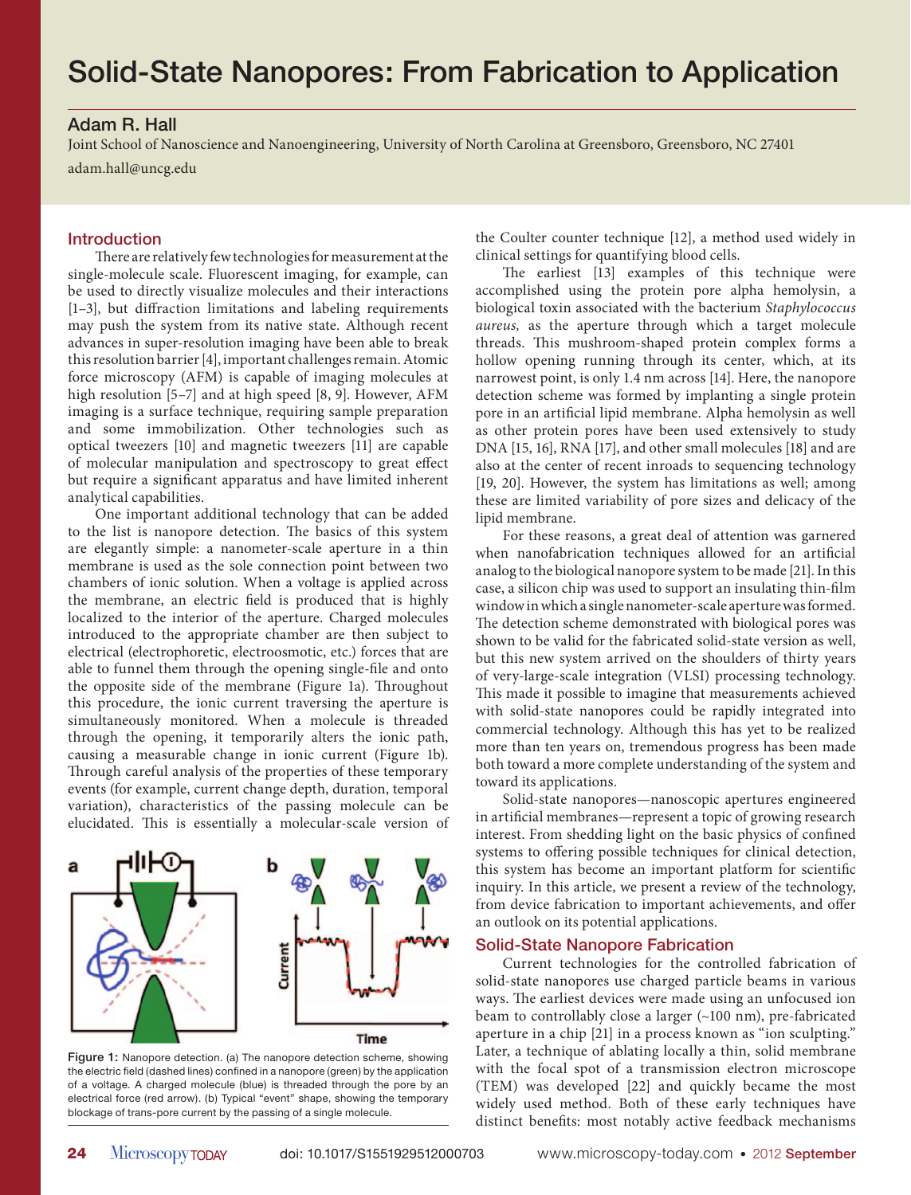# Solid-State Nanopores: From Fabrication to Application

**Adam R. Hall**

Joint School of Nanoscience and Nanoengineering, University of North Carolina at Greensboro, Greensboro, NC 27401

adam.hall@uncg.edu

## Introduction

There are relatively few technologies for measurement at the single-molecule scale. Fluorescent imaging, for example, can be used to directly visualize molecules and their interactions [1–3], but diffraction limitations and labeling requirements may push the system from its native state. Although recent advances in super-resolution imaging have been able to break this resolution barrier [4], important challenges remain. Atomic force microscopy (AFM) is capable of imaging molecules at high resolution [5–7] and at high speed [8, 9]. However, AFM imaging is a surface technique, requiring sample preparation and some immobilization. Other technologies such as optical tweezers [10] and magnetic tweezers [11] are capable of molecular manipulation and spectroscopy to great effect but require a significant apparatus and have limited inherent analytical capabilities.

One important additional technology that can be added to the list is nanopore detection. The basics of this system are elegantly simple: a nanometer-scale aperture in a thin membrane is used as the sole connection point between two chambers of ionic solution. When a voltage is applied across the membrane, an electric field is produced that is highly localized to the interior of the aperture. Charged molecules introduced to the appropriate chamber are then subject to electrical (electrophoretic, electroosmotic, etc.) forces that are able to funnel them through the opening single-file and onto the opposite side of the membrane (Figure 1a). Throughout this procedure, the ionic current traversing the aperture is simultaneously monitored. When a molecule is threaded through the opening, it temporarily alters the ionic path, causing a measurable change in ionic current (Figure 1b). Through careful analysis of the properties of these temporary events (for example, current change depth, duration, temporal variation), characteristics of the passing molecule can be elucidated. This is essentially a molecular-scale version of the Coulter counter technique [12], a method used widely in clinical settings for quantifying blood cells.

Figure 1: Nanopore detection. (a) The nanopore detection scheme, showing the electric field (dashed lines) confined in a nanopore (green) by the application of a voltage. A charged molecule (blue) is threaded through the pore by an electrical force (red arrow). (b) Typical "event" shape, showing the temporary blockage of trans-pore current by the passing of a single molecule.

The earliest [13] examples of this technique were accomplished using the protein pore alpha hemolysin, a biological toxin associated with the bacterium *Staphylococcus aureus,* as the aperture through which a target molecule threads. This mushroom-shaped protein complex forms a hollow opening running through its center, which, at its narrowest point, is only 1.4 nm across [14]. Here, the nanopore detection scheme was formed by implanting a single protein pore in an artificial lipid membrane. Alpha hemolysin as well as other protein pores have been used extensively to study DNA [15, 16], RNA [17], and other small molecules [18] and are also at the center of recent inroads to sequencing technology [19, 20]. However, the system has limitations as well; among these are limited variability of pore sizes and delicacy of the lipid membrane.

For these reasons, a great deal of attention was garnered when nanofabrication techniques allowed for an artificial analog to the biological nanopore system to be made [21]. In this case, a silicon chip was used to support an insulating thin-film window in which a single nanometer-scale aperture was formed. The detection scheme demonstrated with biological pores was shown to be valid for the fabricated solid-state version as well, but this new system arrived on the shoulders of thirty years of very-large-scale integration (VLSI) processing technology. This made it possible to imagine that measurements achieved with solid-state nanopores could be rapidly integrated into commercial technology. Although this has yet to be realized more than ten years on, tremendous progress has been made both toward a more complete understanding of the system and toward its applications.

Solid-state nanopores—nanoscopic apertures engineered in artificial membranes—represent a topic of growing research interest. From shedding light on the basic physics of confined systems to offering possible techniques for clinical detection, this system has become an important platform for scientific inquiry. In this article, we present a review of the technology, from device fabrication to important achievements, and offer an outlook on its potential applications.

## Solid-State Nanopore Fabrication

Current technologies for the controlled fabrication of solid-state nanopores use charged particle beams in various ways. The earliest devices were made using an unfocused ion beam to controllably close a larger (~100 nm), pre-fabricated aperture in a chip [21] in a process known as "ion sculpting." Later, a technique of ablating locally a thin, solid membrane with the focal spot of a transmission electron microscope (TEM) was developed [22] and quickly became the most widely used method. Both of these early techniques have distinct benefits: most notably active feedback mechanisms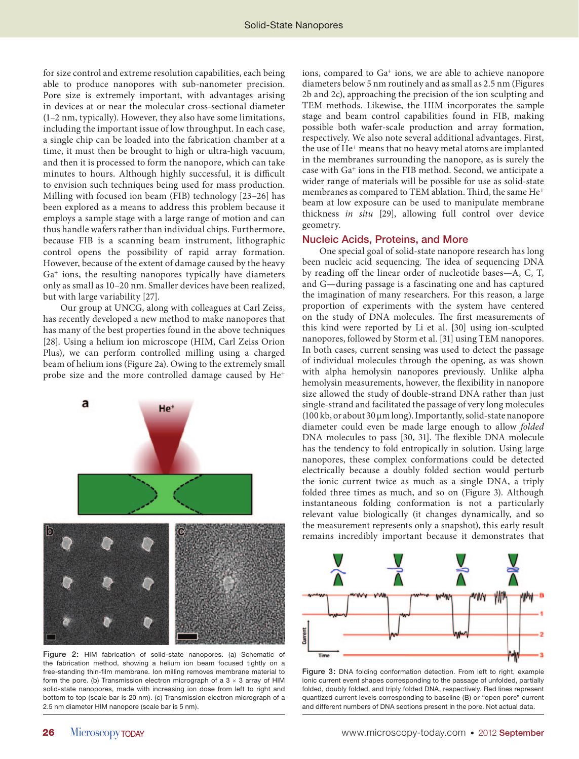for size control and extreme resolution capabilities, each being able to produce nanopores with sub-nanometer precision. Pore size is extremely important, with advantages arising in devices at or near the molecular cross-sectional diameter (1–2 nm, typically). However, they also have some limitations, including the important issue of low throughput. In each case, a single chip can be loaded into the fabrication chamber at a time, it must then be brought to high or ultra-high vacuum, and then it is processed to form the nanopore, which can take minutes to hours. Although highly successful, it is difficult to envision such techniques being used for mass production. Milling with focused ion beam (FIB) technology [23–26] has been explored as a means to address this problem because it employs a sample stage with a large range of motion and can thus handle wafers rather than individual chips. Furthermore, because FIB is a scanning beam instrument, lithographic control opens the possibility of rapid array formation. However, because of the extent of damage caused by the heavy $Ga^+$ ions, the resulting nanopores typically have diameters only as small as 10–20 nm. Smaller devices have been realized, but with large variability [27].

Our group at UNCG, along with colleagues at Carl Zeiss, has recently developed a new method to make nanopores that has many of the best properties found in the above techniques [28]. Using a helium ion microscope (HIM, Carl Zeiss Orion Plus), we can perform controlled milling using a charged beam of helium ions (Figure 2a). Owing to the extremely small probe size and the more controlled damage caused by $He^+$ ions, compared to $Ga^+$ ions, we are able to achieve nanopore diameters below 5 nm routinely and as small as 2.5 nm (Figures 2b and 2c), approaching the precision of the ion sculpting and TEM methods. Likewise, the HIM incorporates the sample stage and beam control capabilities found in FIB, making possible both wafer-scale production and array formation, respectively. We also note several additional advantages. First, the use of $He^+$ means that no heavy metal atoms are implanted in the membranes surrounding the nanopore, as is surely the case with $Ga^+$ ions in the FIB method. Second, we anticipate a wider range of materials will be possible for use as solid-state membranes as compared to TEM ablation. Third, the same $He^+$ beam at low exposure can be used to manipulate membrane thickness *in situ* [29], allowing full control over device geometry.

Figure 2: HIM fabrication of solid-state nanopores. (a) Schematic of the fabrication method, showing a helium ion beam focused tightly on a free-standing thin-film membrane. Ion milling removes membrane material to form the pore. (b) Transmission electron micrograph of a 3 × 3 array of HIM solid-state nanopores, made with increasing ion dose from left to right and bottom to top (scale bar is 20 nm). (c) Transmission electron micrograph of a 2.5 nm diameter HIM nanopore (scale bar is 5 nm).

## Nucleic Acids, Proteins, and More

One special goal of solid-state nanopore research has long been nucleic acid sequencing. The idea of sequencing DNA by reading off the linear order of nucleotide bases—A, C, T, and G—during passage is a fascinating one and has captured the imagination of many researchers. For this reason, a large proportion of experiments with the system have centered on the study of DNA molecules. The first measurements of this kind were reported by Li et al. [30] using ion-sculpted nanopores, followed by Storm et al. [31] using TEM nanopores. In both cases, current sensing was used to detect the passage of individual molecules through the opening, as was shown with alpha hemolysin nanopores previously. Unlike alpha hemolysin measurements, however, the flexibility in nanopore size allowed the study of double-strand DNA rather than just single-strand and facilitated the passage of very long molecules (100 kb, or about 30 µm long). Importantly, solid-state nanopore diameter could even be made large enough to allow *folded* DNA molecules to pass [30, 31]. The flexible DNA molecule has the tendency to fold entropically in solution. Using large nanopores, these complex conformations could be detected electrically because a doubly folded section would perturb the ionic current twice as much as a single DNA, a triply folded three times as much, and so on (Figure 3). Although instantaneous folding conformation is not a particularly relevant value biologically (it changes dynamically, and so the measurement represents only a snapshot), this early result remains incredibly important because it demonstrates that

Figure 3: DNA folding conformation detection. From left to right, example ionic current event shapes corresponding to the passage of unfolded, partially folded, doubly folded, and triply folded DNA, respectively. Red lines represent quantized current levels corresponding to baseline (B) or "open pore" current and different numbers of DNA sections present in the pore. Not actual data.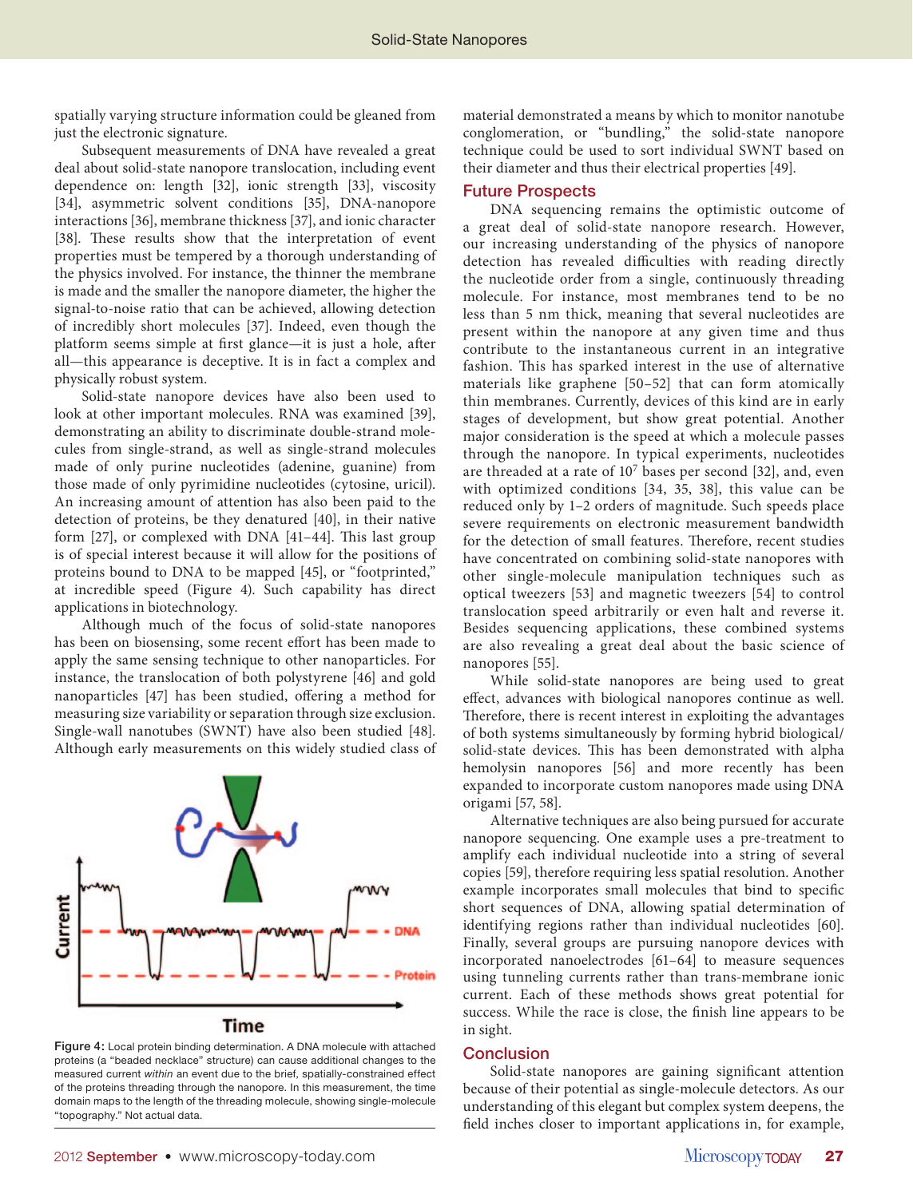spatially varying structure information could be gleaned from just the electronic signature.

Subsequent measurements of DNA have revealed a great deal about solid-state nanopore translocation, including event dependence on: length [32], ionic strength [33], viscosity [34], asymmetric solvent conditions [35], DNA-nanopore interactions [36], membrane thickness [37], and ionic character [38]. These results show that the interpretation of event properties must be tempered by a thorough understanding of the physics involved. For instance, the thinner the membrane is made and the smaller the nanopore diameter, the higher the signal-to-noise ratio that can be achieved, allowing detection of incredibly short molecules [37]. Indeed, even though the platform seems simple at first glance—it is just a hole, after all—this appearance is deceptive. It is in fact a complex and physically robust system.

Solid-state nanopore devices have also been used to look at other important molecules. RNA was examined [39], demonstrating an ability to discriminate double-strand molecules from single-strand, as well as single-strand molecules made of only purine nucleotides (adenine, guanine) from those made of only pyrimidine nucleotides (cytosine, uricil). An increasing amount of attention has also been paid to the detection of proteins, be they denatured [40], in their native form [27], or complexed with DNA [41–44]. This last group is of special interest because it will allow for the positions of proteins bound to DNA to be mapped [45], or "footprinted," at incredible speed (Figure 4). Such capability has direct applications in biotechnology.

Although much of the focus of solid-state nanopores has been on biosensing, some recent effort has been made to apply the same sensing technique to other nanoparticles. For instance, the translocation of both polystyrene [46] and gold nanoparticles [47] has been studied, offering a method for measuring size variability or separation through size exclusion. Single-wall nanotubes (SWNT) have also been studied [48]. Although early measurements on this widely studied class of material demonstrated a means by which to monitor nanotube conglomeration, or "bundling," the solid-state nanopore technique could be used to sort individual SWNT based on their diameter and thus their electrical properties [49].

Figure 4: Local protein binding determination. A DNA molecule with attached proteins (a "beaded necklace" structure) can cause additional changes to the measured current *within* an event due to the brief, spatially-constrained effect of the proteins threading through the nanopore. In this measurement, the time domain maps to the length of the threading molecule, showing single-molecule "topography." Not actual data.

## Future Prospects

DNA sequencing remains the optimistic outcome of a great deal of solid-state nanopore research. However, our increasing understanding of the physics of nanopore detection has revealed difficulties with reading directly the nucleotide order from a single, continuously threading molecule. For instance, most membranes tend to be no less than 5 nm thick, meaning that several nucleotides are present within the nanopore at any given time and thus contribute to the instantaneous current in an integrative fashion. This has sparked interest in the use of alternative materials like graphene [50–52] that can form atomically thin membranes. Currently, devices of this kind are in early stages of development, but show great potential. Another major consideration is the speed at which a molecule passes through the nanopore. In typical experiments, nucleotides are threaded at a rate of $10^7$ bases per second [32], and, even with optimized conditions [34, 35, 38], this value can be reduced only by 1–2 orders of magnitude. Such speeds place severe requirements on electronic measurement bandwidth for the detection of small features. Therefore, recent studies have concentrated on combining solid-state nanopores with other single-molecule manipulation techniques such as optical tweezers [53] and magnetic tweezers [54] to control translocation speed arbitrarily or even halt and reverse it. Besides sequencing applications, these combined systems are also revealing a great deal about the basic science of nanopores [55].

While solid-state nanopores are being used to great effect, advances with biological nanopores continue as well. Therefore, there is recent interest in exploiting the advantages of both systems simultaneously by forming hybrid biological/solid-state devices. This has been demonstrated with alpha hemolysin nanopores [56] and more recently has been expanded to incorporate custom nanopores made using DNA origami [57, 58].

Alternative techniques are also being pursued for accurate nanopore sequencing. One example uses a pre-treatment to amplify each individual nucleotide into a string of several copies [59], therefore requiring less spatial resolution. Another example incorporates small molecules that bind to specific short sequences of DNA, allowing spatial determination of identifying regions rather than individual nucleotides [60]. Finally, several groups are pursuing nanopore devices with incorporated nanoelectrodes [61–64] to measure sequences using tunneling currents rather than trans-membrane ionic current. Each of these methods shows great potential for success. While the race is close, the finish line appears to be in sight.

## Conclusion

Solid-state nanopores are gaining significant attention because of their potential as single-molecule detectors. As our understanding of this elegant but complex system deepens, the field inches closer to important applications in, for example,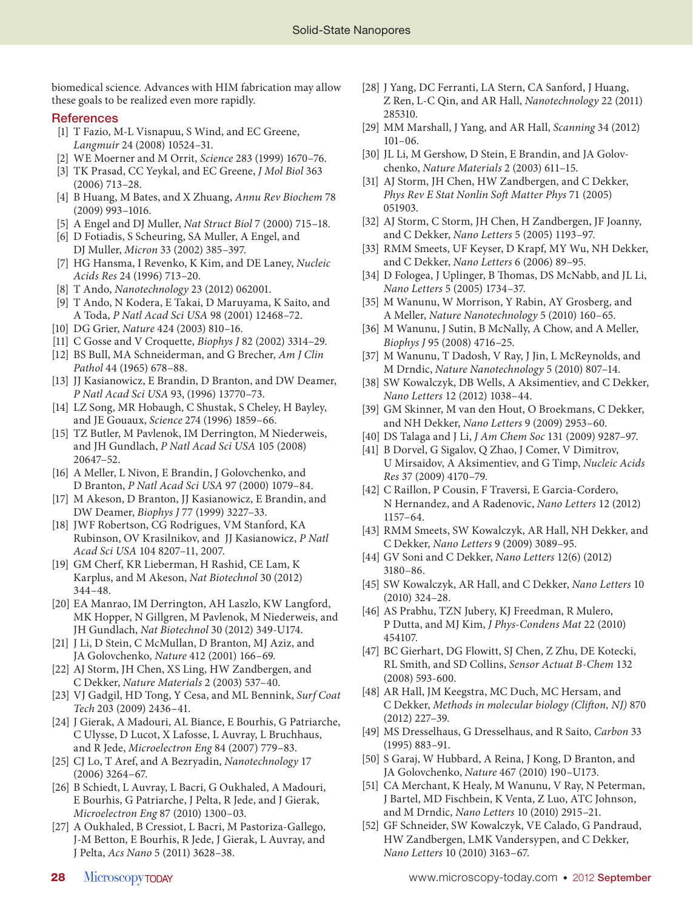biomedical science. Advances with HIM fabrication may allow these goals to be realized even more rapidly.

## References

[1] T Fazio, M-L Visnapuu, S Wind, and EC Greene, *Langmuir* 24 (2008) 10524–31.

[2] WE Moerner and M Orrit, *Science* 283 (1999) 1670–76.

[3] TK Prasad, CC Yeykal, and EC Greene, *J Mol Biol* 363 (2006) 713–28.

[4] B Huang, M Bates, and X Zhuang, *Annu Rev Biochem* 78 (2009) 993–1016.

[5] A Engel and DJ Muller, *Nat Struct Biol* 7 (2000) 715–18.

[6] D Fotiadis, S Scheuring, SA Muller, A Engel, and DJ Muller, *Micron* 33 (2002) 385–397.

[7] HG Hansma, I Revenko, K Kim, and DE Laney, *Nucleic Acids Res* 24 (1996) 713–20.

[8] T Ando, *Nanotechnology* 23 (2012) 062001.

[9] T Ando, N Kodera, E Takai, D Maruyama, K Saito, and A Toda, *P Natl Acad Sci USA* 98 (2001) 12468–72.

[10] DG Grier, *Nature* 424 (2003) 810–16.

[11] C Gosse and V Croquette, *Biophys J* 82 (2002) 3314–29.

[12] BS Bull, MA Schneiderman, and G Brecher, *Am J Clin Pathol* 44 (1965) 678–88.

[13] JJ Kasianowicz, E Brandin, D Branton, and DW Deamer, *P Natl Acad Sci USA* 93, (1996) 13770–73.

[14] LZ Song, MR Hobaugh, C Shustak, S Cheley, H Bayley, and JE Gouaux, *Science* 274 (1996) 1859–66.

[15] TZ Butler, M Pavlenok, IM Derrington, M Niederweis, and JH Gundlach, *P Natl Acad Sci USA* 105 (2008) 20647–52.

[16] A Meller, L Nivon, E Brandin, J Golovchenko, and D Branton, *P Natl Acad Sci USA* 97 (2000) 1079–84.

[17] M Akeson, D Branton, JJ Kasianowicz, E Brandin, and DW Deamer, *Biophys J* 77 (1999) 3227–33.

[18] JWF Robertson, CG Rodrigues, VM Stanford, KA Rubinson, OV Krasilnikov, and JJ Kasianowicz, *P Natl Acad Sci USA* 104 8207–11, 2007.

[19] GM Cherf, KR Lieberman, H Rashid, CE Lam, K Karplus, and M Akeson, *Nat Biotechnol* 30 (2012) 344–48.

[20] EA Manrao, IM Derrington, AH Laszlo, KW Langford, MK Hopper, N Gillgren, M Pavlenok, M Niederweis, and JH Gundlach, *Nat Biotechnol* 30 (2012) 349-U174.

[21] J Li, D Stein, C McMullan, D Branton, MJ Aziz, and JA Golovchenko, *Nature* 412 (2001) 166–69.

[22] AJ Storm, JH Chen, XS Ling, HW Zandbergen, and C Dekker, *Nature Materials* 2 (2003) 537–40.

[23] VJ Gadgil, HD Tong, Y Cesa, and ML Bennink, *Surf Coat Tech* 203 (2009) 2436–41.

[24] J Gierak, A Madouri, AL Biance, E Bourhis, G Patriarche, C Ulysse, D Lucot, X Lafosse, L Auvray, L Bruchhaus, and R Jede, *Microelectron Eng* 84 (2007) 779–83.

[25] CJ Lo, T Aref, and A Bezryadin, *Nanotechnology* 17 (2006) 3264–67.

[26] B Schiedt, L Auvray, L Bacri, G Oukhaled, A Madouri, E Bourhis, G Patriarche, J Pelta, R Jede, and J Gierak, *Microelectron Eng* 87 (2010) 1300–03.

[27] A Oukhaled, B Cressiot, L Bacri, M Pastoriza-Gallego, J-M Betton, E Bourhis, R Jede, J Gierak, L Auvray, and J Pelta, *Acs Nano* 5 (2011) 3628–38.

[28] J Yang, DC Ferranti, LA Stern, CA Sanford, J Huang, Z Ren, L-C Qin, and AR Hall, *Nanotechnology* 22 (2011) 285310.

[29] MM Marshall, J Yang, and AR Hall, *Scanning* 34 (2012) 101–06.

[30] JL Li, M Gershow, D Stein, E Brandin, and JA Golovchenko, *Nature Materials* 2 (2003) 611–15.

[31] AJ Storm, JH Chen, HW Zandbergen, and C Dekker, *Phys Rev E Stat Nonlin Soft Matter Phys* 71 (2005) 051903.

[32] AJ Storm, C Storm, JH Chen, H Zandbergen, JF Joanny, and C Dekker, *Nano Letters* 5 (2005) 1193–97.

[33] RMM Smeets, UF Keyser, D Krapf, MY Wu, NH Dekker, and C Dekker, *Nano Letters* 6 (2006) 89–95.

[34] D Fologea, J Uplinger, B Thomas, DS McNabb, and JL Li, *Nano Letters* 5 (2005) 1734–37.

[35] M Wanunu, W Morrison, Y Rabin, AY Grosberg, and A Meller, *Nature Nanotechnology* 5 (2010) 160–65.

[36] M Wanunu, J Sutin, B McNally, A Chow, and A Meller, *Biophys J* 95 (2008) 4716–25.

[37] M Wanunu, T Dadosh, V Ray, J Jin, L McReynolds, and M Drndic, *Nature Nanotechnology* 5 (2010) 807–14.

[38] SW Kowalczyk, DB Wells, A Aksimentiev, and C Dekker, *Nano Letters* 12 (2012) 1038–44.

[39] GM Skinner, M van den Hout, O Broekmans, C Dekker, and NH Dekker, *Nano Letters* 9 (2009) 2953–60.

[40] DS Talaga and J Li, *J Am Chem Soc* 131 (2009) 9287–97.

[41] B Dorvel, G Sigalov, Q Zhao, J Comer, V Dimitrov, U Mirsaidov, A Aksimentiev, and G Timp, *Nucleic Acids Res* 37 (2009) 4170–79.

[42] C Raillon, P Cousin, F Traversi, E Garcia-Cordero, N Hernandez, and A Radenovic, *Nano Letters* 12 (2012) 1157–64.

[43] RMM Smeets, SW Kowalczyk, AR Hall, NH Dekker, and C Dekker, *Nano Letters* 9 (2009) 3089–95.

[44] GV Soni and C Dekker, *Nano Letters* 12(6) (2012) 3180–86.

[45] SW Kowalczyk, AR Hall, and C Dekker, *Nano Letters* 10 (2010) 324–28.

[46] AS Prabhu, TZN Jubery, KJ Freedman, R Mulero, P Dutta, and MJ Kim, *J Phys-Condens Mat* 22 (2010) 454107.

[47] BC Gierhart, DG Flowitt, SJ Chen, Z Zhu, DE Kotecki, RL Smith, and SD Collins, *Sensor Actuat B-Chem* 132 (2008) 593-600.

[48] AR Hall, JM Keegstra, MC Duch, MC Hersam, and C Dekker, *Methods in molecular biology (Clifton, NJ)* 870 (2012) 227–39.

[49] MS Dresselhaus, G Dresselhaus, and R Saito, *Carbon* 33 (1995) 883–91.

[50] S Garaj, W Hubbard, A Reina, J Kong, D Branton, and JA Golovchenko, *Nature* 467 (2010) 190–U173.

[51] CA Merchant, K Healy, M Wanunu, V Ray, N Peterman, J Bartel, MD Fischbein, K Venta, Z Luo, ATC Johnson, and M Drndic, *Nano Letters* 10 (2010) 2915–21.

[52] GF Schneider, SW Kowalczyk, VE Calado, G Pandraud, HW Zandbergen, LMK Vandersypen, and C Dekker, *Nano Letters* 10 (2010) 3163–67.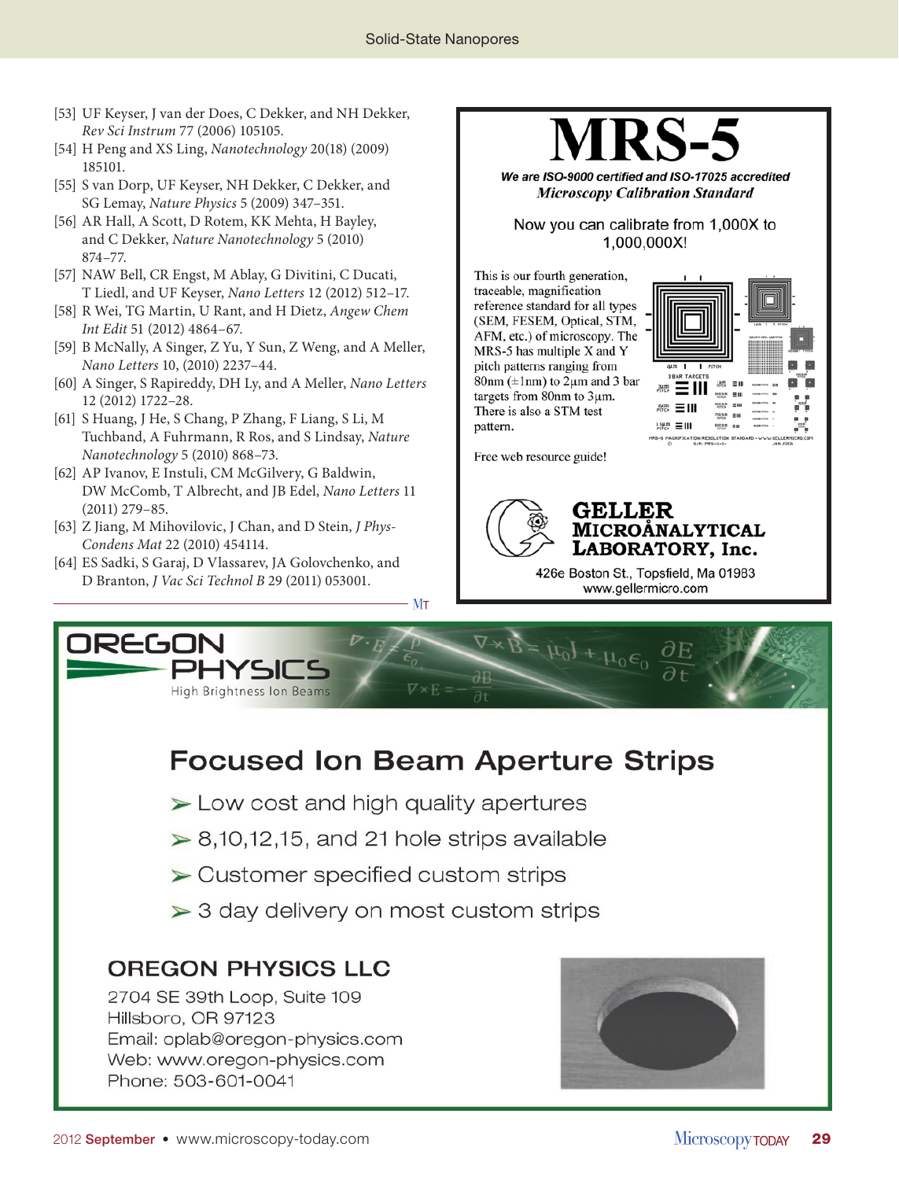[53] UF Keyser, J van der Does, C Dekker, and NH Dekker, *Rev Sci Instrum* 77 (2006) 105105.

[54] H Peng and XS Ling, *Nanotechnology* 20(18) (2009) 185101.

[55] S van Dorp, UF Keyser, NH Dekker, C Dekker, and SG Lemay, *Nature Physics* 5 (2009) 347–351.

[56] AR Hall, A Scott, D Rotem, KK Mehta, H Bayley, and C Dekker, *Nature Nanotechnology* 5 (2010) 874–77.

[57] NAW Bell, CR Engst, M Ablay, G Divitini, C Ducati, T Liedl, and UF Keyser, *Nano Letters* 12 (2012) 512–17.

[58] R Wei, TG Martin, U Rant, and H Dietz, *Angew Chem Int Edit* 51 (2012) 4864–67.

[59] B McNally, A Singer, Z Yu, Y Sun, Z Weng, and A Meller, *Nano Letters* 10, (2010) 2237–44.

[60] A Singer, S Rapireddy, DH Ly, and A Meller, *Nano Letters* 12 (2012) 1722–28.

[61] S Huang, J He, S Chang, P Zhang, F Liang, S Li, M Tuchband, A Fuhrmann, R Ros, and S Lindsay, *Nature Nanotechnology* 5 (2010) 868–73.

[62] AP Ivanov, E Instuli, CM McGilvery, G Baldwin, DW McComb, T Albrecht, and JB Edel, *Nano Letters* 11 (2011) 279–85.

[63] Z Jiang, M Mihovilovic, J Chan, and D Stein, *J Phys-Condens Mat* 22 (2010) 454114.

[64] ES Sadki, S Garaj, D Vlassarev, JA Golovchenko, and D Branton, *J Vac Sci Technol B* 29 (2011) 053001.

MT

# MRS-5

*We are ISO-9000 certified and ISO-17025 accredited*

***Microscopy Calibration Standard***

Now you can calibrate from 1,000X to 1,000,000X!

This is our fourth generation, traceable, magnification reference standard for all types (SEM, FESEM, Optical, STM, AFM, etc.) of microscopy. The MRS-5 has multiple X and Y pitch patterns ranging from 80nm (±1nm) to 2µm and 3 bar targets from 80nm to 3µm. There is also a STM test pattern.

Free web resource guide!

**GELLER MICROÅNALYTICAL LABORATORY, Inc.**

426e Boston St., Topsfield, Ma 01983
www.gellermicro.com

# OREGON PHYSICS

High Brightness Ion Beams

## Focused Ion Beam Aperture Strips

- Low cost and high quality apertures
- 8,10,12,15, and 21 hole strips available
- Customer specified custom strips
- 3 day delivery on most custom strips

**OREGON PHYSICS LLC**

2704 SE 39th Loop, Suite 109
Hillsboro, OR 97123
Email: oplab@oregon-physics.com
Web: www.oregon-physics.com
Phone: 503-601-0041